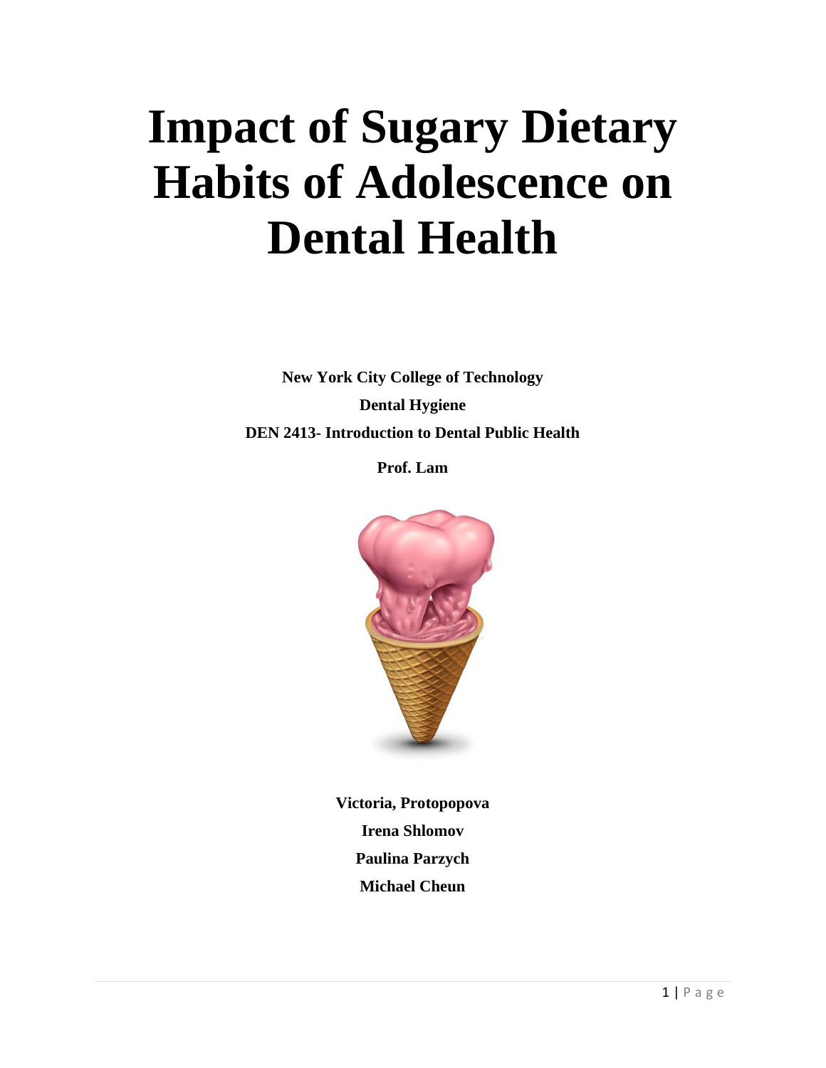# Impact of Sugary Dietary Habits of Adolescence on Dental Health

**New York City College of Technology**

**Dental Hygiene**

**DEN 2413- Introduction to Dental Public Health**

**Prof. Lam**

**Victoria, Protopopova**

**Irena Shlomov**

**Paulina Parzych**

**Michael Cheun**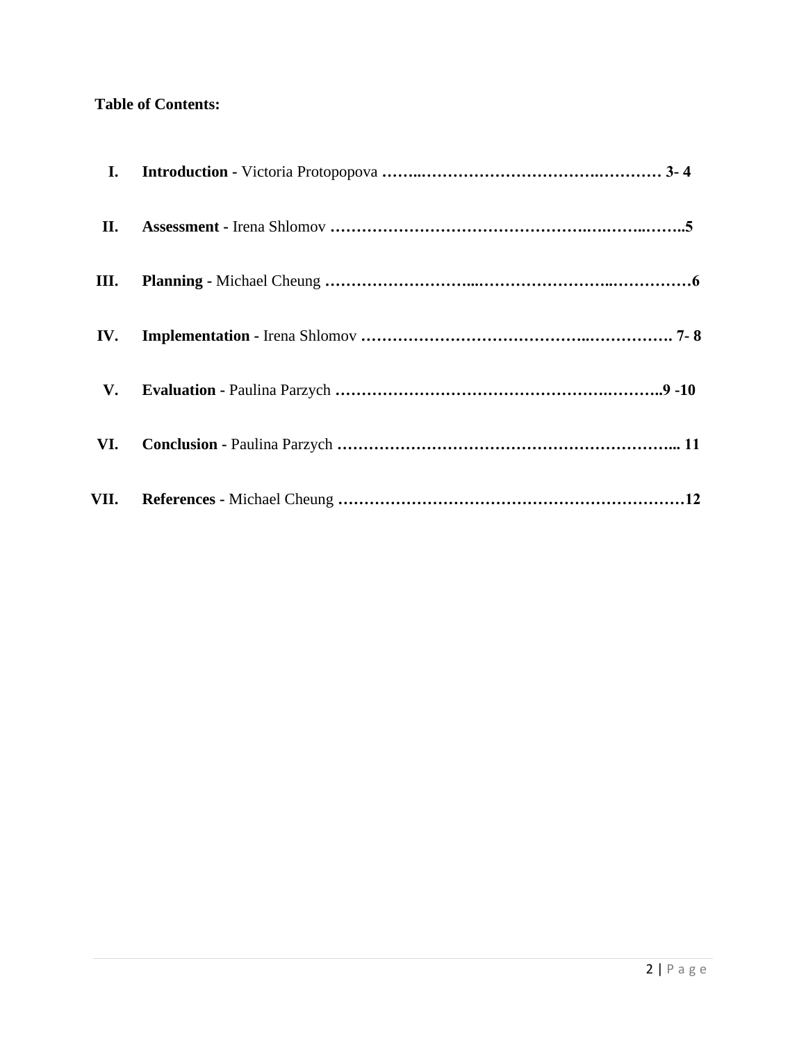**Table of Contents:**

I. **Introduction** - Victoria Protopopova ……..……………………………….………… **3- 4**

II. **Assessment** - Irena Shlomov ……………………………………….….……..……..**5**

III. **Planning** - Michael Cheung ………………………...……………………..……………**6**

IV. **Implementation** - Irena Shlomov ……………………………………..……………. **7- 8**

V. **Evaluation** - Paulina Parzych …………………………………………….………..**9 -10**

VI. **Conclusion** - Paulina Parzych ………………………………………………………... **11**

VII. **References** - Michael Cheung …………………………………………………………**12**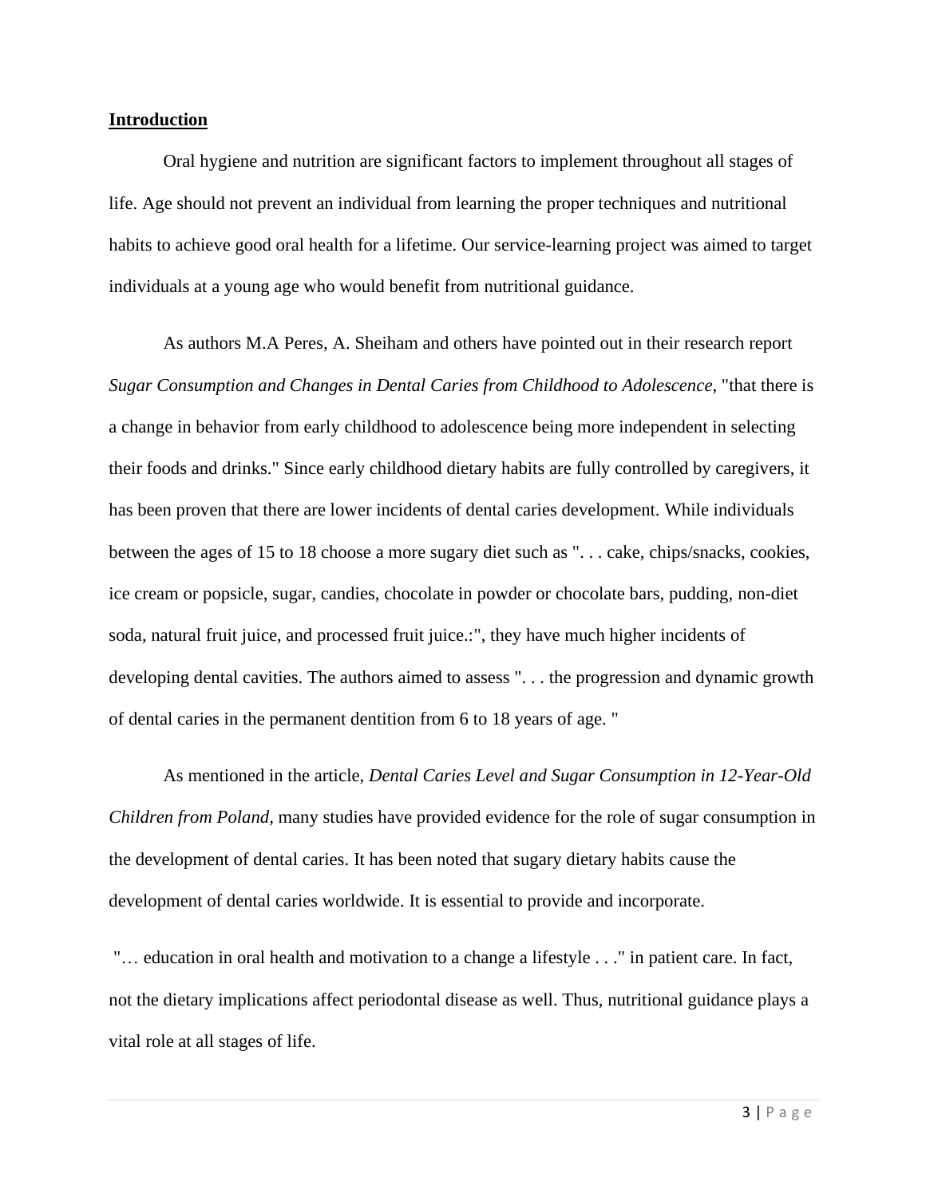## Introduction

Oral hygiene and nutrition are significant factors to implement throughout all stages of life. Age should not prevent an individual from learning the proper techniques and nutritional habits to achieve good oral health for a lifetime. Our service-learning project was aimed to target individuals at a young age who would benefit from nutritional guidance.

As authors M.A Peres, A. Sheiham and others have pointed out in their research report *Sugar Consumption and Changes in Dental Caries from Childhood to Adolescence*, "that there is a change in behavior from early childhood to adolescence being more independent in selecting their foods and drinks." Since early childhood dietary habits are fully controlled by caregivers, it has been proven that there are lower incidents of dental caries development. While individuals between the ages of 15 to 18 choose a more sugary diet such as ". . . cake, chips/snacks, cookies, ice cream or popsicle, sugar, candies, chocolate in powder or chocolate bars, pudding, non-diet soda, natural fruit juice, and processed fruit juice.:", they have much higher incidents of developing dental cavities. The authors aimed to assess ". . . the progression and dynamic growth of dental caries in the permanent dentition from 6 to 18 years of age. "

As mentioned in the article, *Dental Caries Level and Sugar Consumption in 12-Year-Old Children from Poland,* many studies have provided evidence for the role of sugar consumption in the development of dental caries. It has been noted that sugary dietary habits cause the development of dental caries worldwide. It is essential to provide and incorporate.

"… education in oral health and motivation to a change a lifestyle . . ." in patient care. In fact, not the dietary implications affect periodontal disease as well. Thus, nutritional guidance plays a vital role at all stages of life.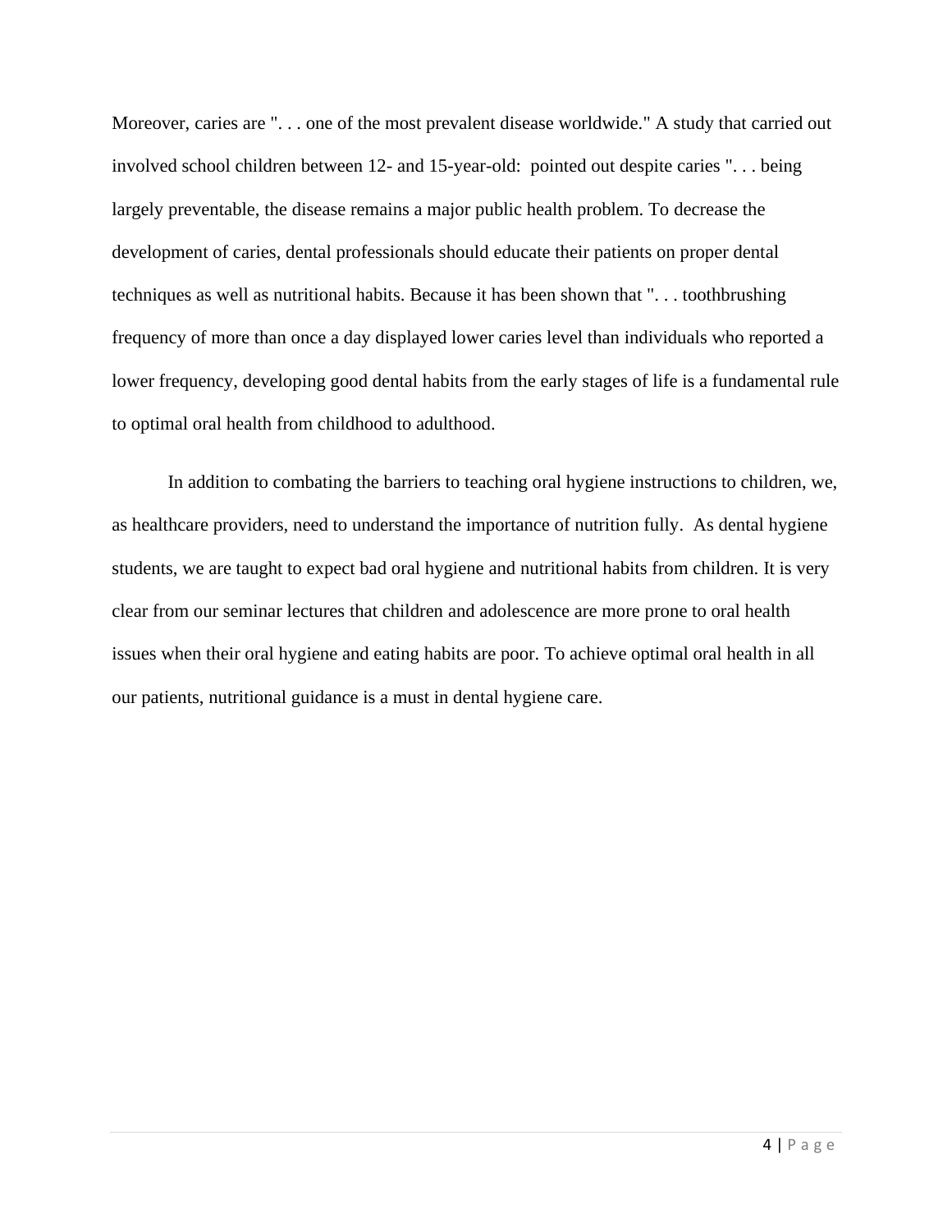Moreover, caries are ". . . one of the most prevalent disease worldwide." A study that carried out involved school children between 12- and 15-year-old: pointed out despite caries ". . . being largely preventable, the disease remains a major public health problem. To decrease the development of caries, dental professionals should educate their patients on proper dental techniques as well as nutritional habits. Because it has been shown that ". . . toothbrushing frequency of more than once a day displayed lower caries level than individuals who reported a lower frequency, developing good dental habits from the early stages of life is a fundamental rule to optimal oral health from childhood to adulthood.

In addition to combating the barriers to teaching oral hygiene instructions to children, we, as healthcare providers, need to understand the importance of nutrition fully. As dental hygiene students, we are taught to expect bad oral hygiene and nutritional habits from children. It is very clear from our seminar lectures that children and adolescence are more prone to oral health issues when their oral hygiene and eating habits are poor. To achieve optimal oral health in all our patients, nutritional guidance is a must in dental hygiene care.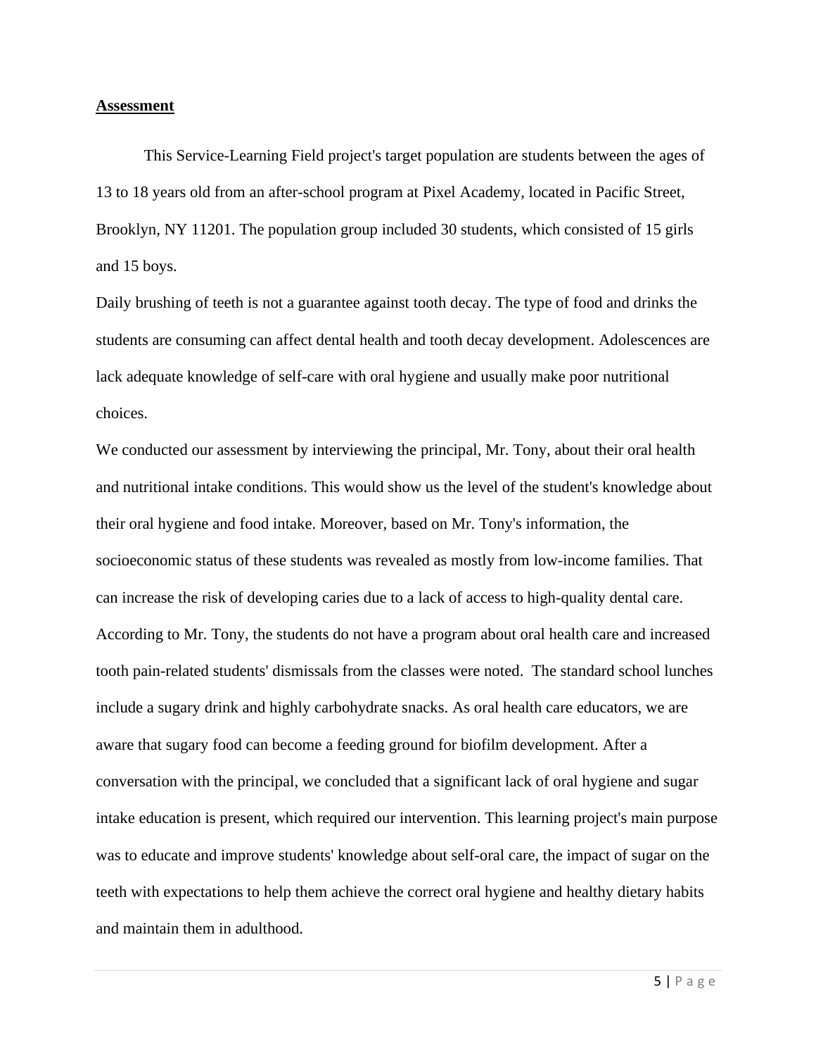**Assessment**

This Service-Learning Field project's target population are students between the ages of 13 to 18 years old from an after-school program at Pixel Academy, located in Pacific Street, Brooklyn, NY 11201. The population group included 30 students, which consisted of 15 girls and 15 boys.

Daily brushing of teeth is not a guarantee against tooth decay. The type of food and drinks the students are consuming can affect dental health and tooth decay development. Adolescences are lack adequate knowledge of self-care with oral hygiene and usually make poor nutritional choices.

We conducted our assessment by interviewing the principal, Mr. Tony, about their oral health and nutritional intake conditions. This would show us the level of the student's knowledge about their oral hygiene and food intake. Moreover, based on Mr. Tony's information, the socioeconomic status of these students was revealed as mostly from low-income families. That can increase the risk of developing caries due to a lack of access to high-quality dental care. According to Mr. Tony, the students do not have a program about oral health care and increased tooth pain-related students' dismissals from the classes were noted. The standard school lunches include a sugary drink and highly carbohydrate snacks. As oral health care educators, we are aware that sugary food can become a feeding ground for biofilm development. After a conversation with the principal, we concluded that a significant lack of oral hygiene and sugar intake education is present, which required our intervention. This learning project's main purpose was to educate and improve students' knowledge about self-oral care, the impact of sugar on the teeth with expectations to help them achieve the correct oral hygiene and healthy dietary habits and maintain them in adulthood.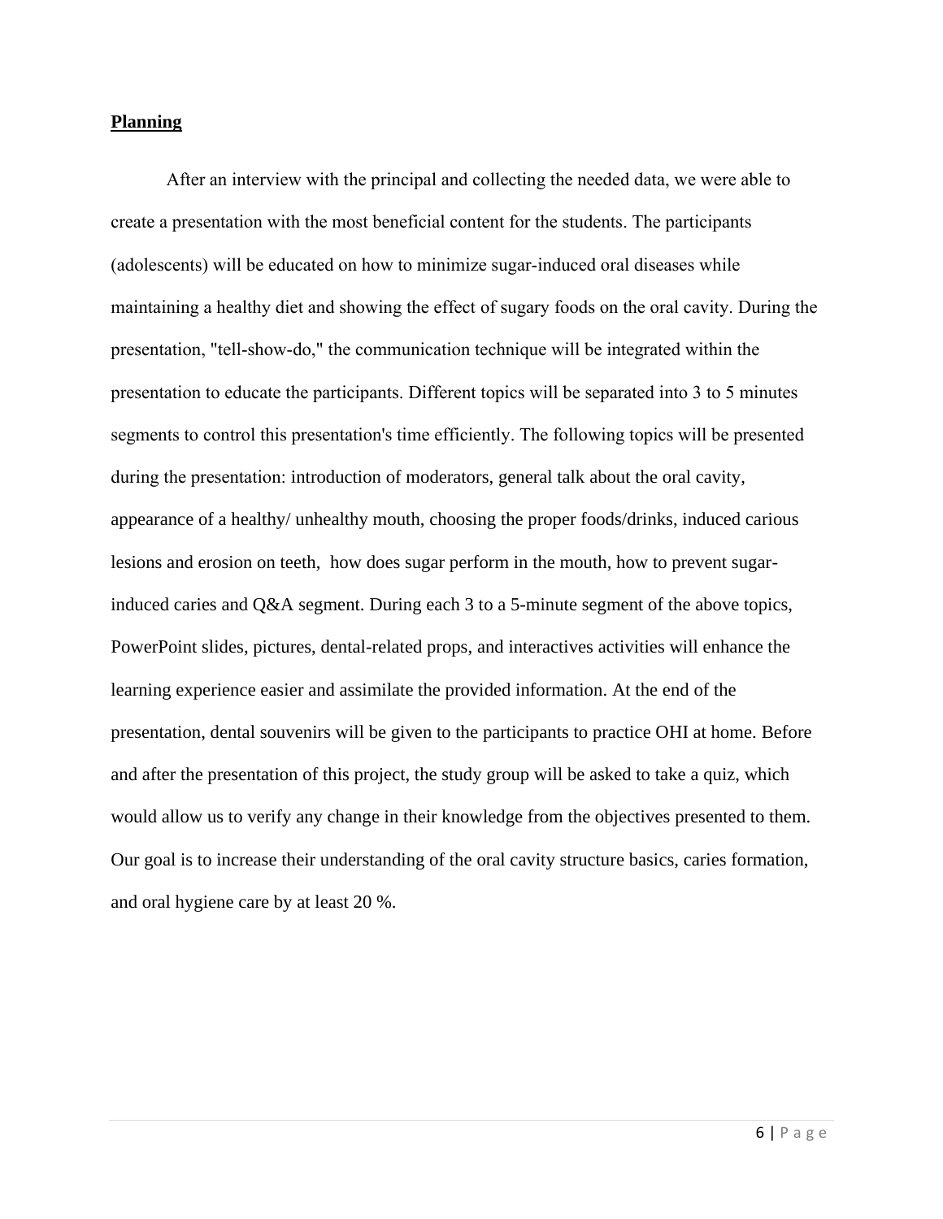**Planning**

After an interview with the principal and collecting the needed data, we were able to create a presentation with the most beneficial content for the students. The participants (adolescents) will be educated on how to minimize sugar-induced oral diseases while maintaining a healthy diet and showing the effect of sugary foods on the oral cavity. During the presentation, "tell-show-do," the communication technique will be integrated within the presentation to educate the participants. Different topics will be separated into 3 to 5 minutes segments to control this presentation's time efficiently. The following topics will be presented during the presentation: introduction of moderators, general talk about the oral cavity, appearance of a healthy/ unhealthy mouth, choosing the proper foods/drinks, induced carious lesions and erosion on teeth, how does sugar perform in the mouth, how to prevent sugar-induced caries and Q&A segment. During each 3 to a 5-minute segment of the above topics, PowerPoint slides, pictures, dental-related props, and interactives activities will enhance the learning experience easier and assimilate the provided information. At the end of the presentation, dental souvenirs will be given to the participants to practice OHI at home. Before and after the presentation of this project, the study group will be asked to take a quiz, which would allow us to verify any change in their knowledge from the objectives presented to them. Our goal is to increase their understanding of the oral cavity structure basics, caries formation, and oral hygiene care by at least 20 %.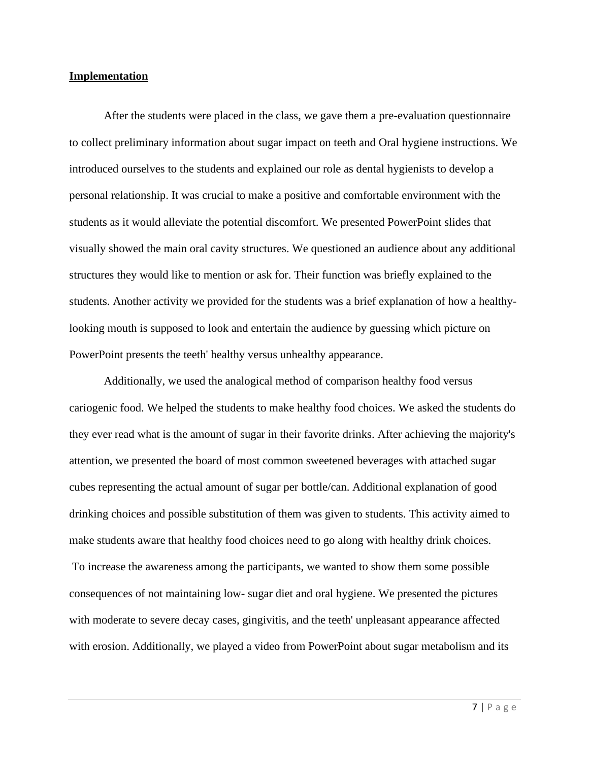## Implementation

After the students were placed in the class, we gave them a pre-evaluation questionnaire to collect preliminary information about sugar impact on teeth and Oral hygiene instructions. We introduced ourselves to the students and explained our role as dental hygienists to develop a personal relationship. It was crucial to make a positive and comfortable environment with the students as it would alleviate the potential discomfort. We presented PowerPoint slides that visually showed the main oral cavity structures. We questioned an audience about any additional structures they would like to mention or ask for. Their function was briefly explained to the students. Another activity we provided for the students was a brief explanation of how a healthy-looking mouth is supposed to look and entertain the audience by guessing which picture on PowerPoint presents the teeth' healthy versus unhealthy appearance.

Additionally, we used the analogical method of comparison healthy food versus cariogenic food. We helped the students to make healthy food choices. We asked the students do they ever read what is the amount of sugar in their favorite drinks. After achieving the majority's attention, we presented the board of most common sweetened beverages with attached sugar cubes representing the actual amount of sugar per bottle/can. Additional explanation of good drinking choices and possible substitution of them was given to students. This activity aimed to make students aware that healthy food choices need to go along with healthy drink choices. To increase the awareness among the participants, we wanted to show them some possible consequences of not maintaining low- sugar diet and oral hygiene. We presented the pictures with moderate to severe decay cases, gingivitis, and the teeth' unpleasant appearance affected with erosion. Additionally, we played a video from PowerPoint about sugar metabolism and its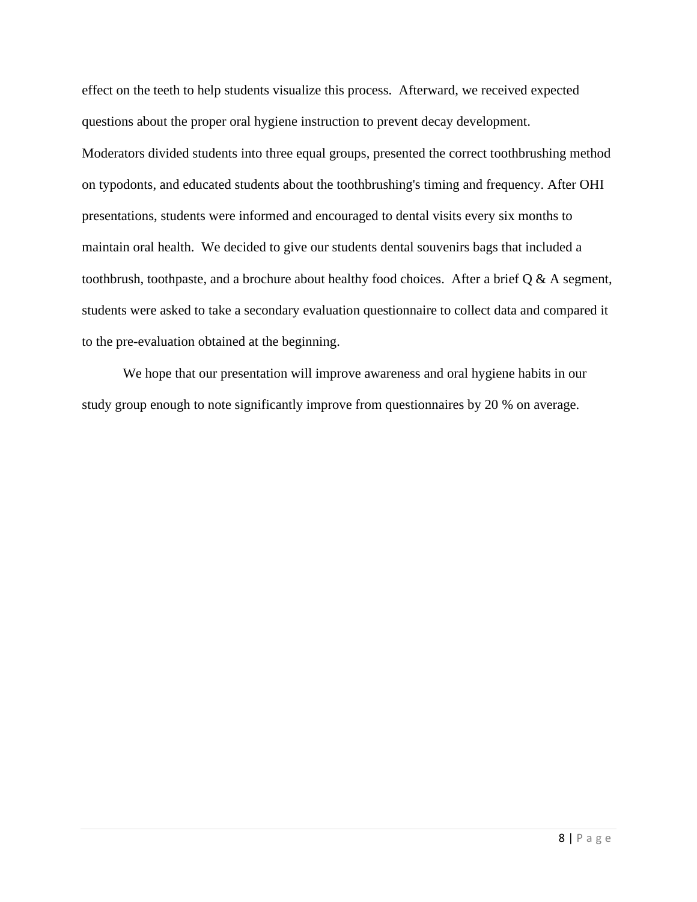effect on the teeth to help students visualize this process. Afterward, we received expected questions about the proper oral hygiene instruction to prevent decay development. Moderators divided students into three equal groups, presented the correct toothbrushing method on typodonts, and educated students about the toothbrushing's timing and frequency. After OHI presentations, students were informed and encouraged to dental visits every six months to maintain oral health. We decided to give our students dental souvenirs bags that included a toothbrush, toothpaste, and a brochure about healthy food choices. After a brief Q & A segment, students were asked to take a secondary evaluation questionnaire to collect data and compared it to the pre-evaluation obtained at the beginning.

We hope that our presentation will improve awareness and oral hygiene habits in our study group enough to note significantly improve from questionnaires by 20 % on average.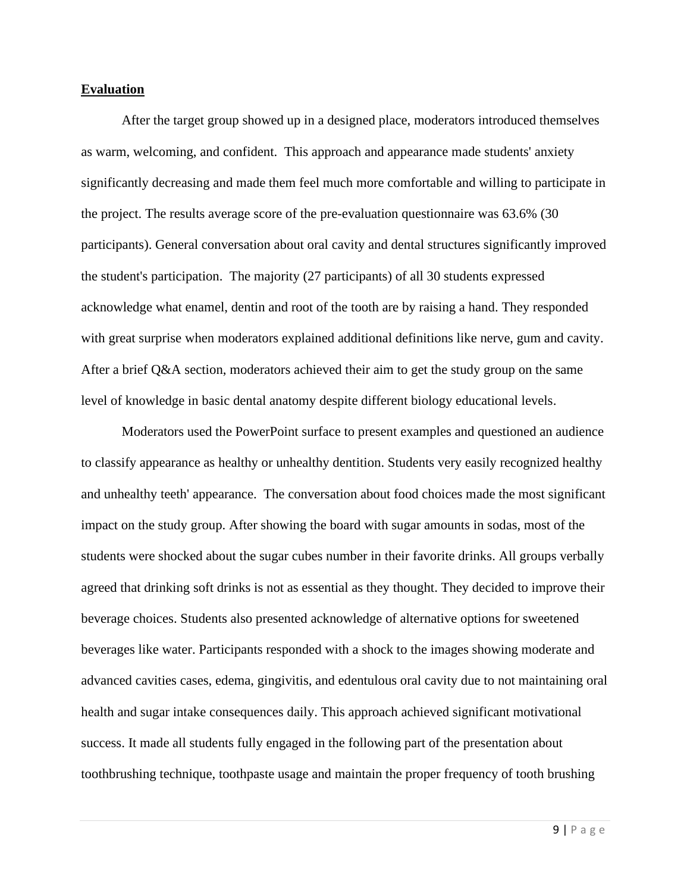**Evaluation**

After the target group showed up in a designed place, moderators introduced themselves as warm, welcoming, and confident. This approach and appearance made students' anxiety significantly decreasing and made them feel much more comfortable and willing to participate in the project. The results average score of the pre-evaluation questionnaire was 63.6% (30 participants). General conversation about oral cavity and dental structures significantly improved the student's participation. The majority (27 participants) of all 30 students expressed acknowledge what enamel, dentin and root of the tooth are by raising a hand. They responded with great surprise when moderators explained additional definitions like nerve, gum and cavity. After a brief Q&A section, moderators achieved their aim to get the study group on the same level of knowledge in basic dental anatomy despite different biology educational levels.

Moderators used the PowerPoint surface to present examples and questioned an audience to classify appearance as healthy or unhealthy dentition. Students very easily recognized healthy and unhealthy teeth' appearance. The conversation about food choices made the most significant impact on the study group. After showing the board with sugar amounts in sodas, most of the students were shocked about the sugar cubes number in their favorite drinks. All groups verbally agreed that drinking soft drinks is not as essential as they thought. They decided to improve their beverage choices. Students also presented acknowledge of alternative options for sweetened beverages like water. Participants responded with a shock to the images showing moderate and advanced cavities cases, edema, gingivitis, and edentulous oral cavity due to not maintaining oral health and sugar intake consequences daily. This approach achieved significant motivational success. It made all students fully engaged in the following part of the presentation about toothbrushing technique, toothpaste usage and maintain the proper frequency of tooth brushing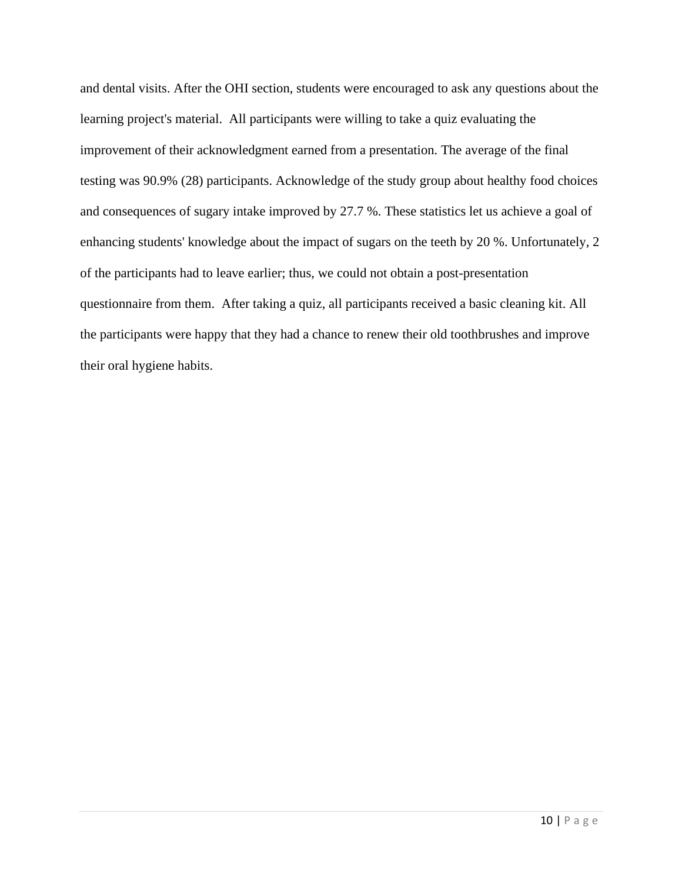and dental visits. After the OHI section, students were encouraged to ask any questions about the learning project's material. All participants were willing to take a quiz evaluating the improvement of their acknowledgment earned from a presentation. The average of the final testing was 90.9% (28) participants. Acknowledge of the study group about healthy food choices and consequences of sugary intake improved by 27.7 %. These statistics let us achieve a goal of enhancing students' knowledge about the impact of sugars on the teeth by 20 %. Unfortunately, 2 of the participants had to leave earlier; thus, we could not obtain a post-presentation questionnaire from them. After taking a quiz, all participants received a basic cleaning kit. All the participants were happy that they had a chance to renew their old toothbrushes and improve their oral hygiene habits.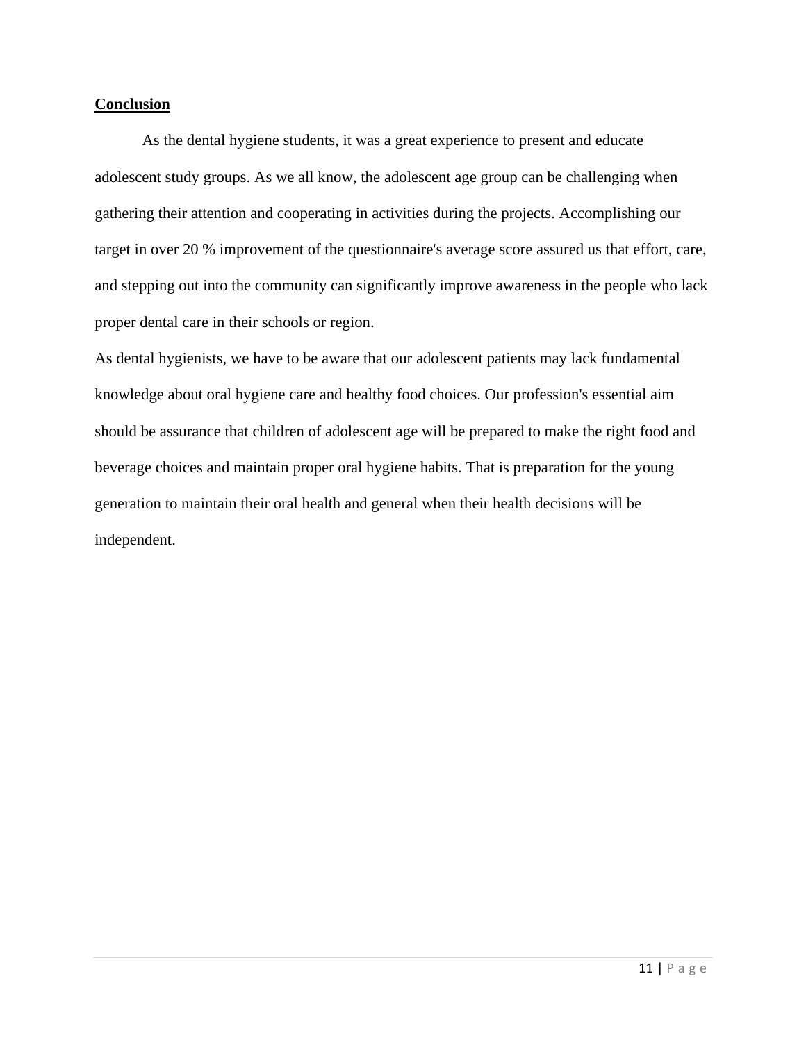## Conclusion

As the dental hygiene students, it was a great experience to present and educate adolescent study groups. As we all know, the adolescent age group can be challenging when gathering their attention and cooperating in activities during the projects. Accomplishing our target in over 20 % improvement of the questionnaire's average score assured us that effort, care, and stepping out into the community can significantly improve awareness in the people who lack proper dental care in their schools or region.

As dental hygienists, we have to be aware that our adolescent patients may lack fundamental knowledge about oral hygiene care and healthy food choices. Our profession's essential aim should be assurance that children of adolescent age will be prepared to make the right food and beverage choices and maintain proper oral hygiene habits. That is preparation for the young generation to maintain their oral health and general when their health decisions will be independent.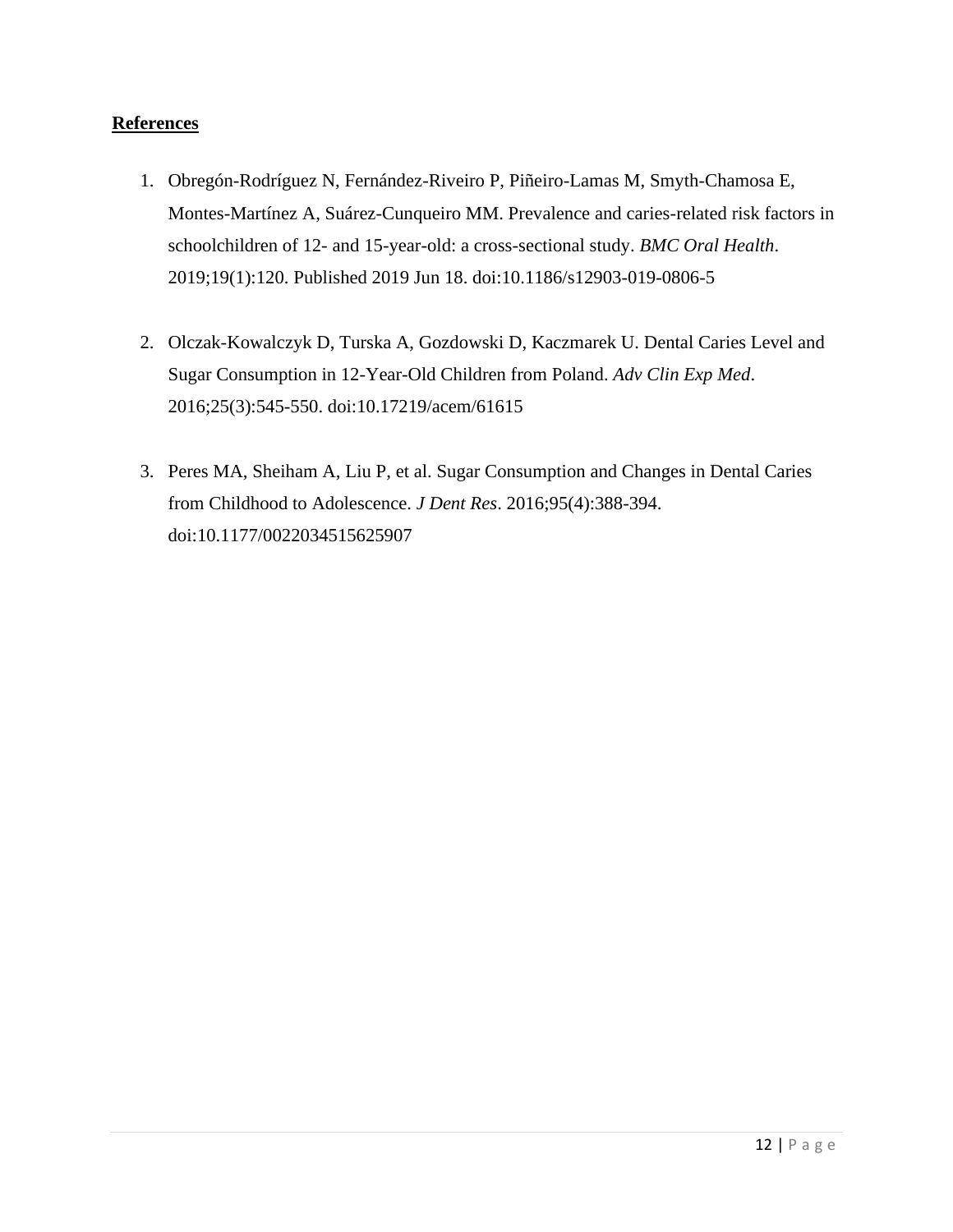**References**

1. Obregón-Rodríguez N, Fernández-Riveiro P, Piñeiro-Lamas M, Smyth-Chamosa E, Montes-Martínez A, Suárez-Cunqueiro MM. Prevalence and caries-related risk factors in schoolchildren of 12- and 15-year-old: a cross-sectional study. *BMC Oral Health*. 2019;19(1):120. Published 2019 Jun 18. doi:10.1186/s12903-019-0806-5

2. Olczak-Kowalczyk D, Turska A, Gozdowski D, Kaczmarek U. Dental Caries Level and Sugar Consumption in 12-Year-Old Children from Poland. *Adv Clin Exp Med*. 2016;25(3):545-550. doi:10.17219/acem/61615

3. Peres MA, Sheiham A, Liu P, et al. Sugar Consumption and Changes in Dental Caries from Childhood to Adolescence. *J Dent Res*. 2016;95(4):388-394. doi:10.1177/0022034515625907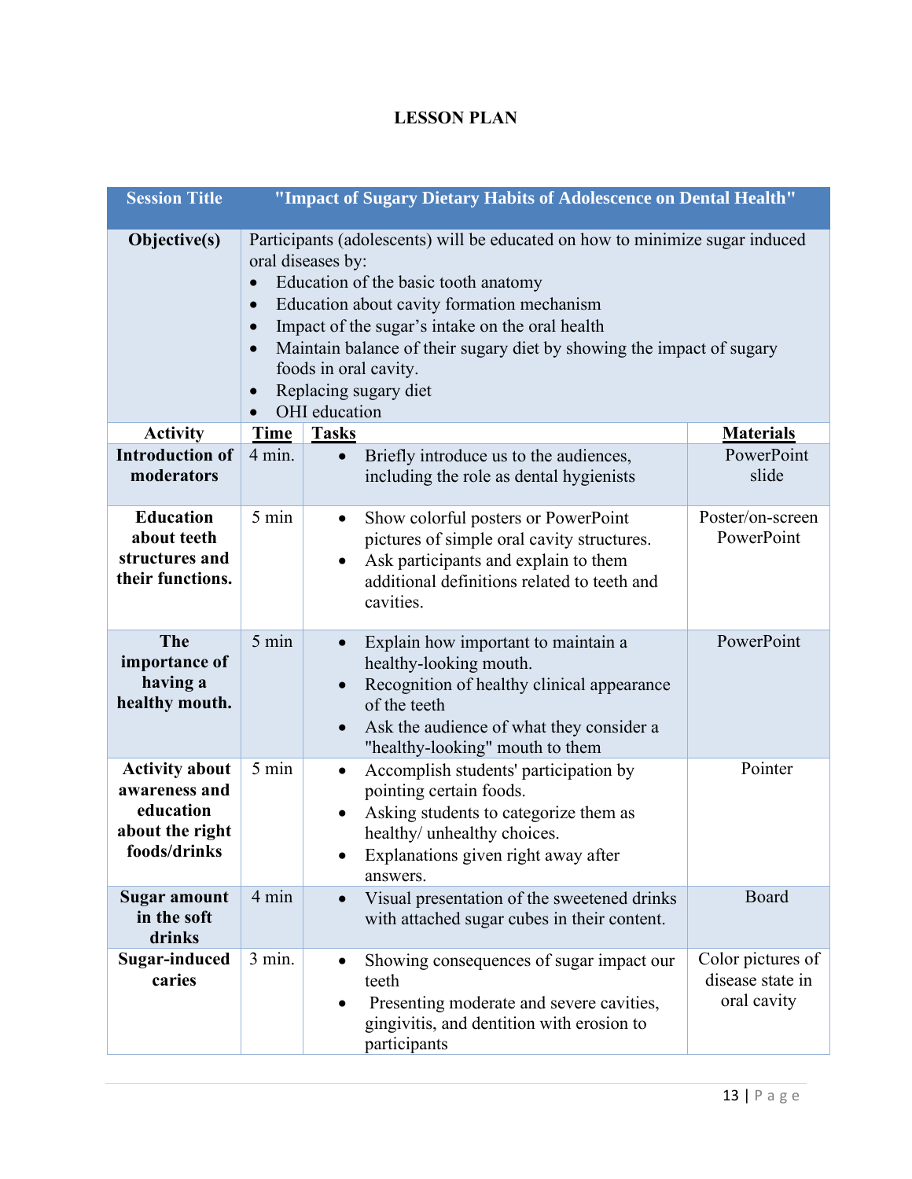# LESSON PLAN

| Session Title | "Impact of Sugary Dietary Habits of Adolescence on Dental Health" | | |
|---|---|---|---|
| **Objective(s)** | Participants (adolescents) will be educated on how to minimize sugar induced oral diseases by:<br>• Education of the basic tooth anatomy<br>• Education about cavity formation mechanism<br>• Impact of the sugar's intake on the oral health<br>• Maintain balance of their sugary diet by showing the impact of sugary foods in oral cavity.<br>• Replacing sugary diet<br>• OHI education | | |
| **Activity** | **Time** | **Tasks** | **Materials** |
| **Introduction of moderators** | 4 min. | • Briefly introduce us to the audiences, including the role as dental hygienists | PowerPoint slide |
| **Education about teeth structures and their functions.** | 5 min | • Show colorful posters or PowerPoint pictures of simple oral cavity structures.<br>• Ask participants and explain to them additional definitions related to teeth and cavities. | Poster/on-screen PowerPoint |
| **The importance of having a healthy mouth.** | 5 min | • Explain how important to maintain a healthy-looking mouth.<br>• Recognition of healthy clinical appearance of the teeth<br>• Ask the audience of what they consider a "healthy-looking" mouth to them | PowerPoint |
| **Activity about awareness and education about the right foods/drinks** | 5 min | • Accomplish students' participation by pointing certain foods.<br>• Asking students to categorize them as healthy/ unhealthy choices.<br>• Explanations given right away after answers. | Pointer |
| **Sugar amount in the soft drinks** | 4 min | • Visual presentation of the sweetened drinks with attached sugar cubes in their content. | Board |
| **Sugar-induced caries** | 3 min. | • Showing consequences of sugar impact our teeth<br>• Presenting moderate and severe cavities, gingivitis, and dentition with erosion to participants | Color pictures of disease state in oral cavity |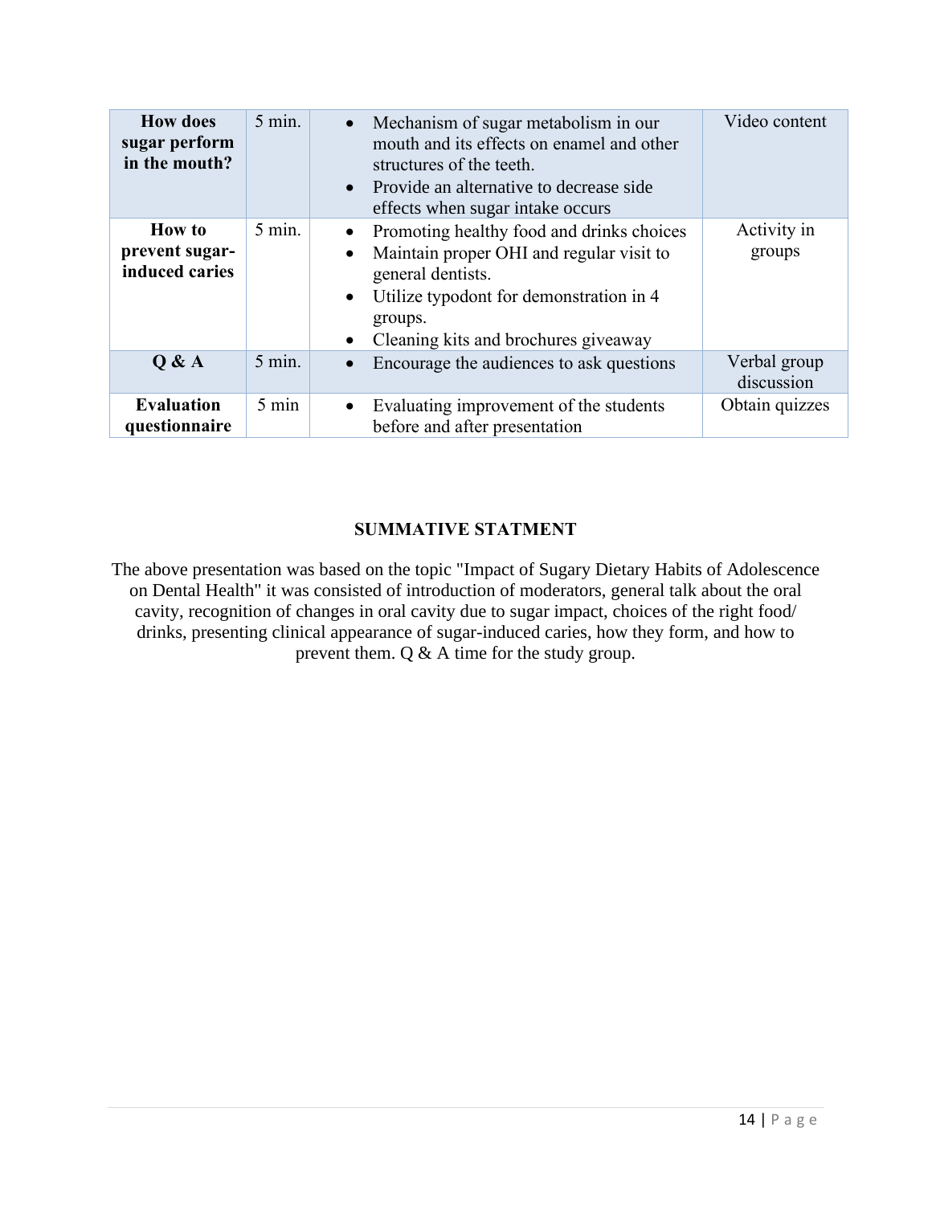| | | | |
|---|---|---|---|
| **How does sugar perform in the mouth?** | 5 min. | • Mechanism of sugar metabolism in our mouth and its effects on enamel and other structures of the teeth.<br>• Provide an alternative to decrease side effects when sugar intake occurs | Video content |
| **How to prevent sugar-induced caries** | 5 min. | • Promoting healthy food and drinks choices<br>• Maintain proper OHI and regular visit to general dentists.<br>• Utilize typodont for demonstration in 4 groups.<br>• Cleaning kits and brochures giveaway | Activity in groups |
| **Q & A** | 5 min. | • Encourage the audiences to ask questions | Verbal group discussion |
| **Evaluation questionnaire** | 5 min | • Evaluating improvement of the students before and after presentation | Obtain quizzes |

## SUMMATIVE STATMENT

The above presentation was based on the topic "Impact of Sugary Dietary Habits of Adolescence on Dental Health" it was consisted of introduction of moderators, general talk about the oral cavity, recognition of changes in oral cavity due to sugar impact, choices of the right food/ drinks, presenting clinical appearance of sugar-induced caries, how they form, and how to prevent them. Q & A time for the study group.